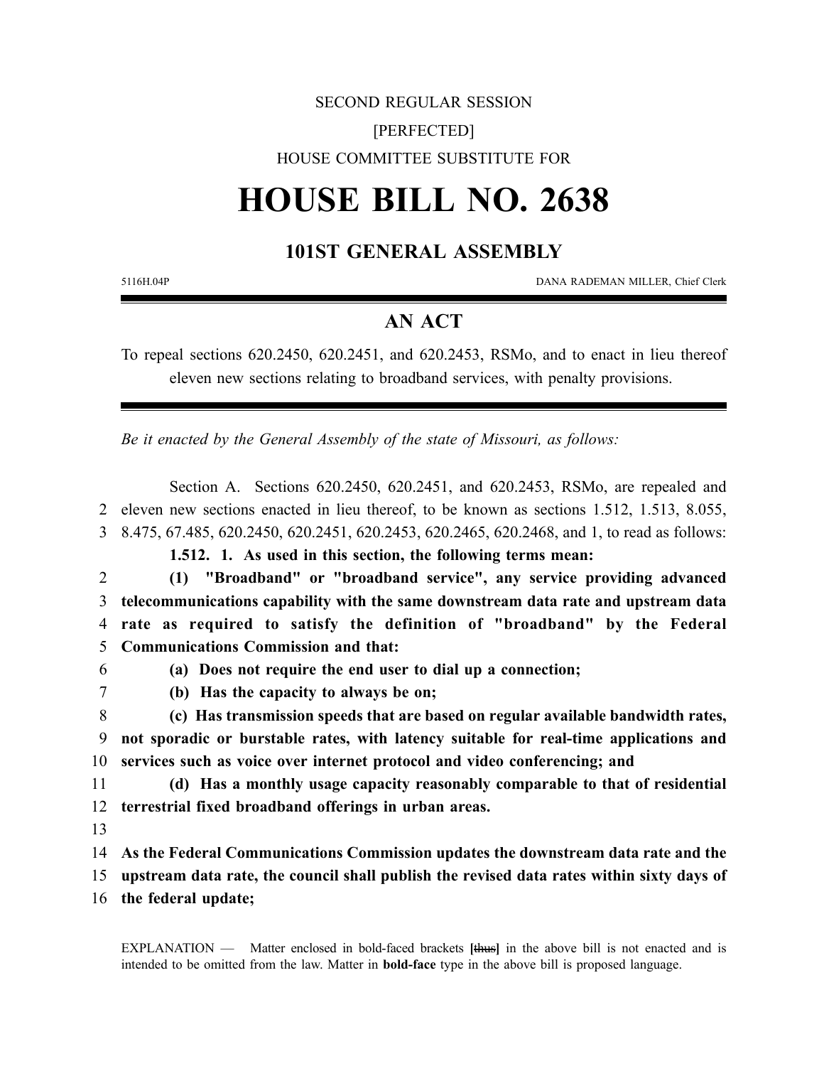SECOND REGULAR SESSION

[PERFECTED]

HOUSE COMMITTEE SUBSTITUTE FOR

# HOUSE BILL NO. 2638

## 101ST GENERAL ASSEMBLY

5116H.04P DANA RADEMAN MILLER, Chief Clerk

## AN ACT

To repeal sections 620.2450, 620.2451, and 620.2453, RSMo, and to enact in lieu thereof eleven new sections relating to broadband services, with penalty provisions.

*Be it enacted by the General Assembly of the state of Missouri, as follows:*

Section A. Sections 620.2450, 620.2451, and 620.2453, RSMo, are repealed and
2 eleven new sections enacted in lieu thereof, to be known as sections 1.512, 1.513, 8.055,
3 8.475, 67.485, 620.2450, 620.2451, 620.2453, 620.2465, 620.2468, and 1, to read as follows:

**1.512. 1. As used in this section, the following terms mean:**
2 **(1) "Broadband" or "broadband service", any service providing advanced**
3 **telecommunications capability with the same downstream data rate and upstream data**
4 **rate as required to satisfy the definition of "broadband" by the Federal**
5 **Communications Commission and that:**
6 **(a) Does not require the end user to dial up a connection;**
7 **(b) Has the capacity to always be on;**
8 **(c) Has transmission speeds that are based on regular available bandwidth rates,**
9 **not sporadic or burstable rates, with latency suitable for real-time applications and**
10 **services such as voice over internet protocol and video conferencing; and**
11 **(d) Has a monthly usage capacity reasonably comparable to that of residential**
12 **terrestrial fixed broadband offerings in urban areas.**
13
14 **As the Federal Communications Commission updates the downstream data rate and the**
15 **upstream data rate, the council shall publish the revised data rates within sixty days of**
16 **the federal update;**

EXPLANATION — Matter enclosed in bold-faced brackets **[**~~thus~~**]** in the above bill is not enacted and is intended to be omitted from the law. Matter in **bold-face** type in the above bill is proposed language.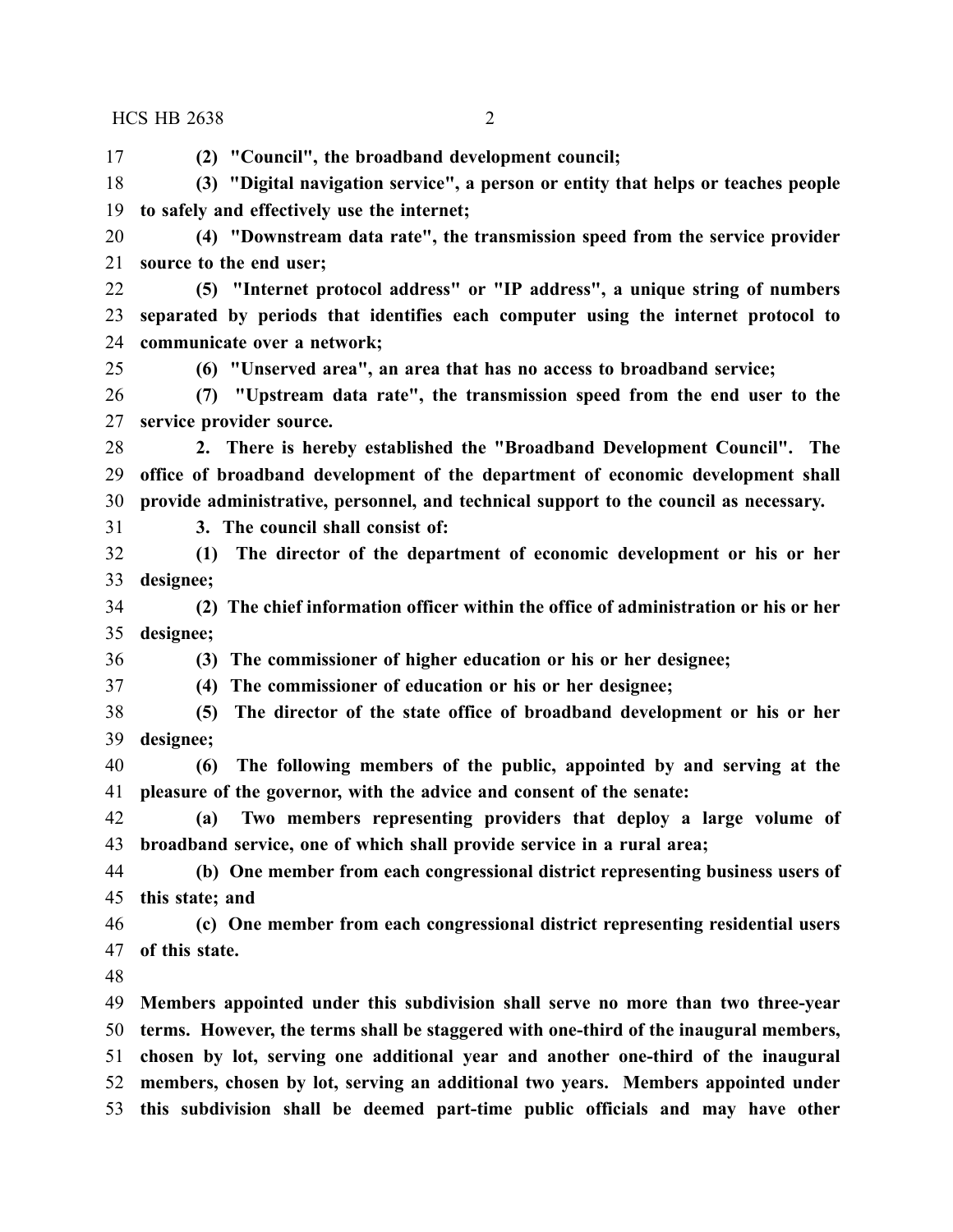**(2) "Council", the broadband development council;**

**(3) "Digital navigation service", a person or entity that helps or teaches people to safely and effectively use the internet;**

**(4) "Downstream data rate", the transmission speed from the service provider source to the end user;**

**(5) "Internet protocol address" or "IP address", a unique string of numbers separated by periods that identifies each computer using the internet protocol to communicate over a network;**

**(6) "Unserved area", an area that has no access to broadband service;**

**(7) "Upstream data rate", the transmission speed from the end user to the service provider source.**

**2. There is hereby established the "Broadband Development Council". The office of broadband development of the department of economic development shall provide administrative, personnel, and technical support to the council as necessary.**

**3. The council shall consist of:**

**(1) The director of the department of economic development or his or her designee;**

**(2) The chief information officer within the office of administration or his or her designee;**

**(3) The commissioner of higher education or his or her designee;**

**(4) The commissioner of education or his or her designee;**

**(5) The director of the state office of broadband development or his or her designee;**

**(6) The following members of the public, appointed by and serving at the pleasure of the governor, with the advice and consent of the senate:**

**(a) Two members representing providers that deploy a large volume of broadband service, one of which shall provide service in a rural area;**

**(b) One member from each congressional district representing business users of this state; and**

**(c) One member from each congressional district representing residential users of this state.**

**Members appointed under this subdivision shall serve no more than two three-year terms. However, the terms shall be staggered with one-third of the inaugural members, chosen by lot, serving one additional year and another one-third of the inaugural members, chosen by lot, serving an additional two years. Members appointed under this subdivision shall be deemed part-time public officials and may have other**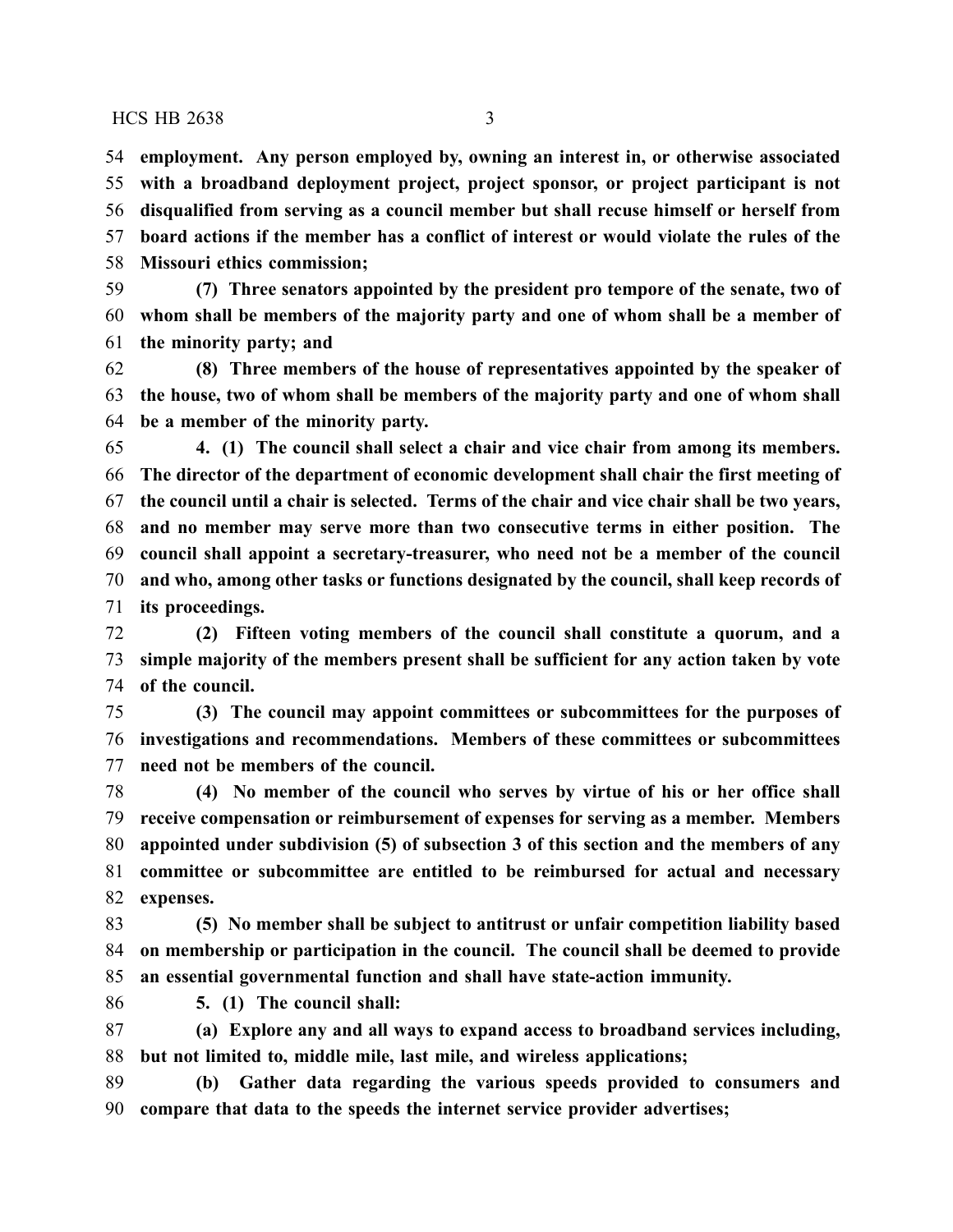**employment. Any person employed by, owning an interest in, or otherwise associated with a broadband deployment project, project sponsor, or project participant is not disqualified from serving as a council member but shall recuse himself or herself from board actions if the member has a conflict of interest or would violate the rules of the Missouri ethics commission;**

**(7) Three senators appointed by the president pro tempore of the senate, two of whom shall be members of the majority party and one of whom shall be a member of the minority party; and**

**(8) Three members of the house of representatives appointed by the speaker of the house, two of whom shall be members of the majority party and one of whom shall be a member of the minority party.**

**4. (1) The council shall select a chair and vice chair from among its members. The director of the department of economic development shall chair the first meeting of the council until a chair is selected. Terms of the chair and vice chair shall be two years, and no member may serve more than two consecutive terms in either position. The council shall appoint a secretary-treasurer, who need not be a member of the council and who, among other tasks or functions designated by the council, shall keep records of its proceedings.**

**(2) Fifteen voting members of the council shall constitute a quorum, and a simple majority of the members present shall be sufficient for any action taken by vote of the council.**

**(3) The council may appoint committees or subcommittees for the purposes of investigations and recommendations. Members of these committees or subcommittees need not be members of the council.**

**(4) No member of the council who serves by virtue of his or her office shall receive compensation or reimbursement of expenses for serving as a member. Members appointed under subdivision (5) of subsection 3 of this section and the members of any committee or subcommittee are entitled to be reimbursed for actual and necessary expenses.**

**(5) No member shall be subject to antitrust or unfair competition liability based on membership or participation in the council. The council shall be deemed to provide an essential governmental function and shall have state-action immunity.**

**5. (1) The council shall:**

**(a) Explore any and all ways to expand access to broadband services including, but not limited to, middle mile, last mile, and wireless applications;**

**(b) Gather data regarding the various speeds provided to consumers and compare that data to the speeds the internet service provider advertises;**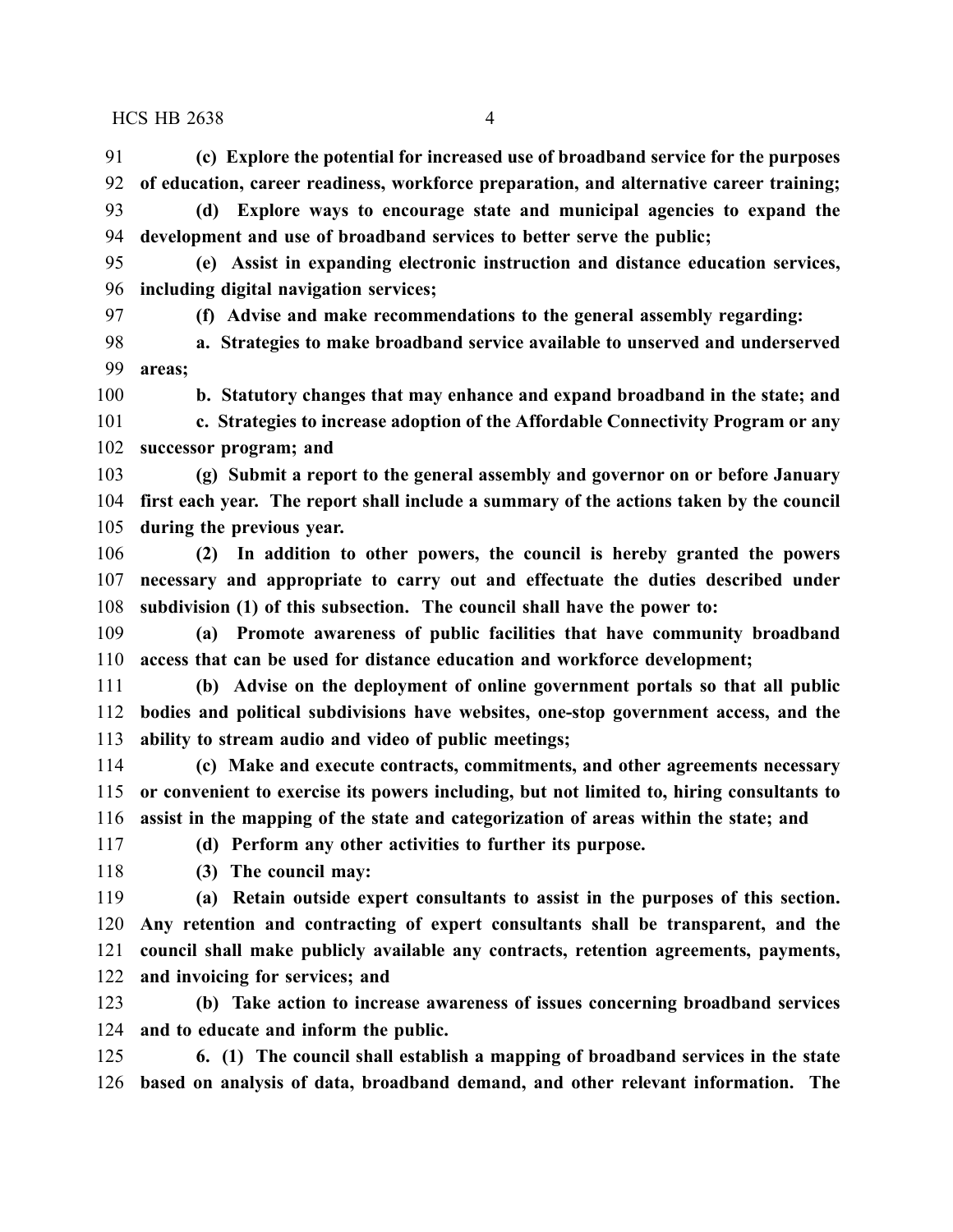**(c) Explore the potential for increased use of broadband service for the purposes of education, career readiness, workforce preparation, and alternative career training;**

**(d) Explore ways to encourage state and municipal agencies to expand the development and use of broadband services to better serve the public;**

**(e) Assist in expanding electronic instruction and distance education services, including digital navigation services;**

**(f) Advise and make recommendations to the general assembly regarding:**

**a. Strategies to make broadband service available to unserved and underserved areas;**

**b. Statutory changes that may enhance and expand broadband in the state; and**

**c. Strategies to increase adoption of the Affordable Connectivity Program or any successor program; and**

**(g) Submit a report to the general assembly and governor on or before January first each year. The report shall include a summary of the actions taken by the council during the previous year.**

**(2) In addition to other powers, the council is hereby granted the powers necessary and appropriate to carry out and effectuate the duties described under subdivision (1) of this subsection. The council shall have the power to:**

**(a) Promote awareness of public facilities that have community broadband access that can be used for distance education and workforce development;**

**(b) Advise on the deployment of online government portals so that all public bodies and political subdivisions have websites, one-stop government access, and the ability to stream audio and video of public meetings;**

**(c) Make and execute contracts, commitments, and other agreements necessary or convenient to exercise its powers including, but not limited to, hiring consultants to assist in the mapping of the state and categorization of areas within the state; and**

**(d) Perform any other activities to further its purpose.**

**(3) The council may:**

**(a) Retain outside expert consultants to assist in the purposes of this section. Any retention and contracting of expert consultants shall be transparent, and the council shall make publicly available any contracts, retention agreements, payments, and invoicing for services; and**

**(b) Take action to increase awareness of issues concerning broadband services and to educate and inform the public.**

**6. (1) The council shall establish a mapping of broadband services in the state based on analysis of data, broadband demand, and other relevant information. The**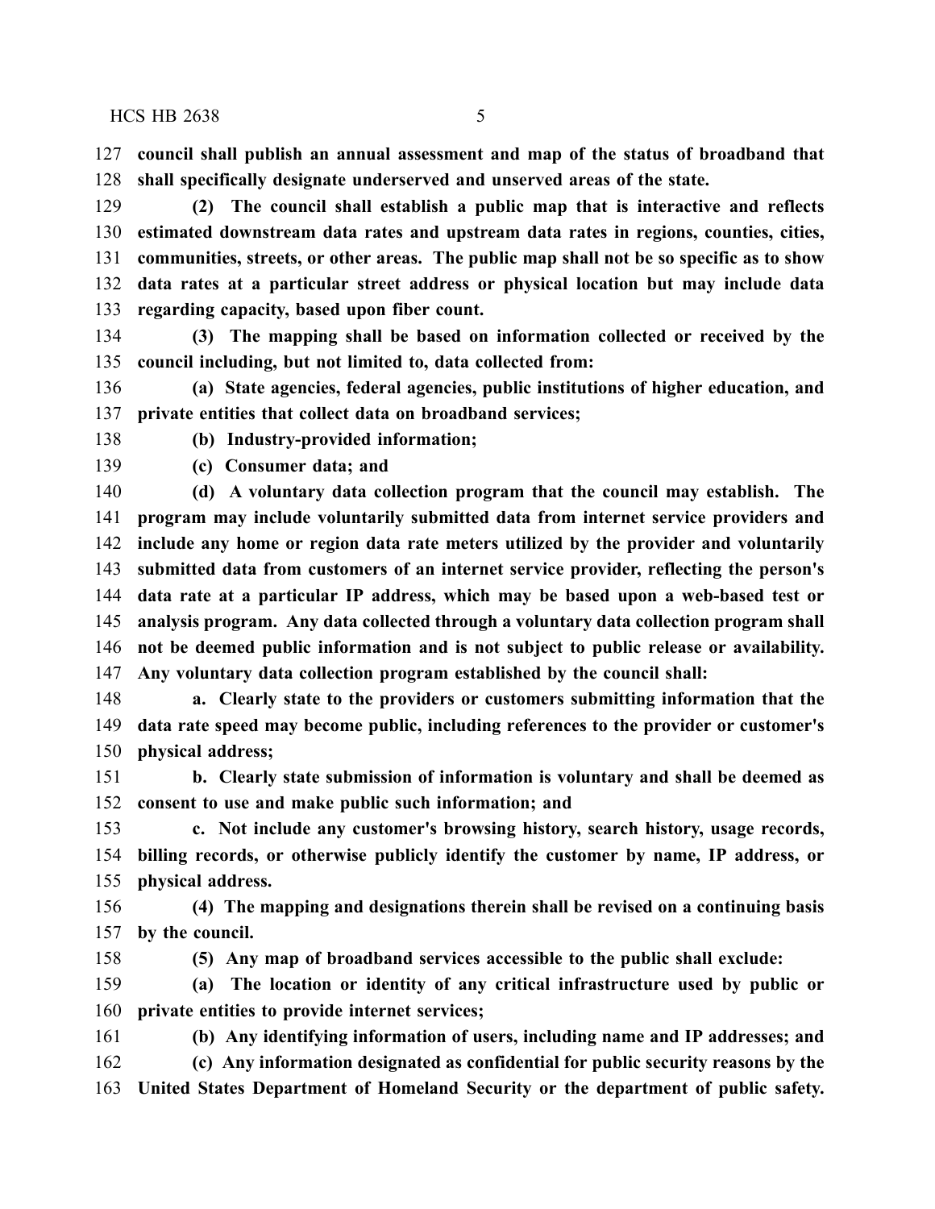**council shall publish an annual assessment and map of the status of broadband that shall specifically designate underserved and unserved areas of the state.**

**(2) The council shall establish a public map that is interactive and reflects estimated downstream data rates and upstream data rates in regions, counties, cities, communities, streets, or other areas. The public map shall not be so specific as to show data rates at a particular street address or physical location but may include data regarding capacity, based upon fiber count.**

**(3) The mapping shall be based on information collected or received by the council including, but not limited to, data collected from:**

**(a) State agencies, federal agencies, public institutions of higher education, and private entities that collect data on broadband services;**

**(b) Industry-provided information;**

**(c) Consumer data; and**

**(d) A voluntary data collection program that the council may establish. The program may include voluntarily submitted data from internet service providers and include any home or region data rate meters utilized by the provider and voluntarily submitted data from customers of an internet service provider, reflecting the person's data rate at a particular IP address, which may be based upon a web-based test or analysis program. Any data collected through a voluntary data collection program shall not be deemed public information and is not subject to public release or availability. Any voluntary data collection program established by the council shall:**

**a. Clearly state to the providers or customers submitting information that the data rate speed may become public, including references to the provider or customer's physical address;**

**b. Clearly state submission of information is voluntary and shall be deemed as consent to use and make public such information; and**

**c. Not include any customer's browsing history, search history, usage records, billing records, or otherwise publicly identify the customer by name, IP address, or physical address.**

**(4) The mapping and designations therein shall be revised on a continuing basis by the council.**

**(5) Any map of broadband services accessible to the public shall exclude:**

**(a) The location or identity of any critical infrastructure used by public or private entities to provide internet services;**

**(b) Any identifying information of users, including name and IP addresses; and**

**(c) Any information designated as confidential for public security reasons by the United States Department of Homeland Security or the department of public safety.**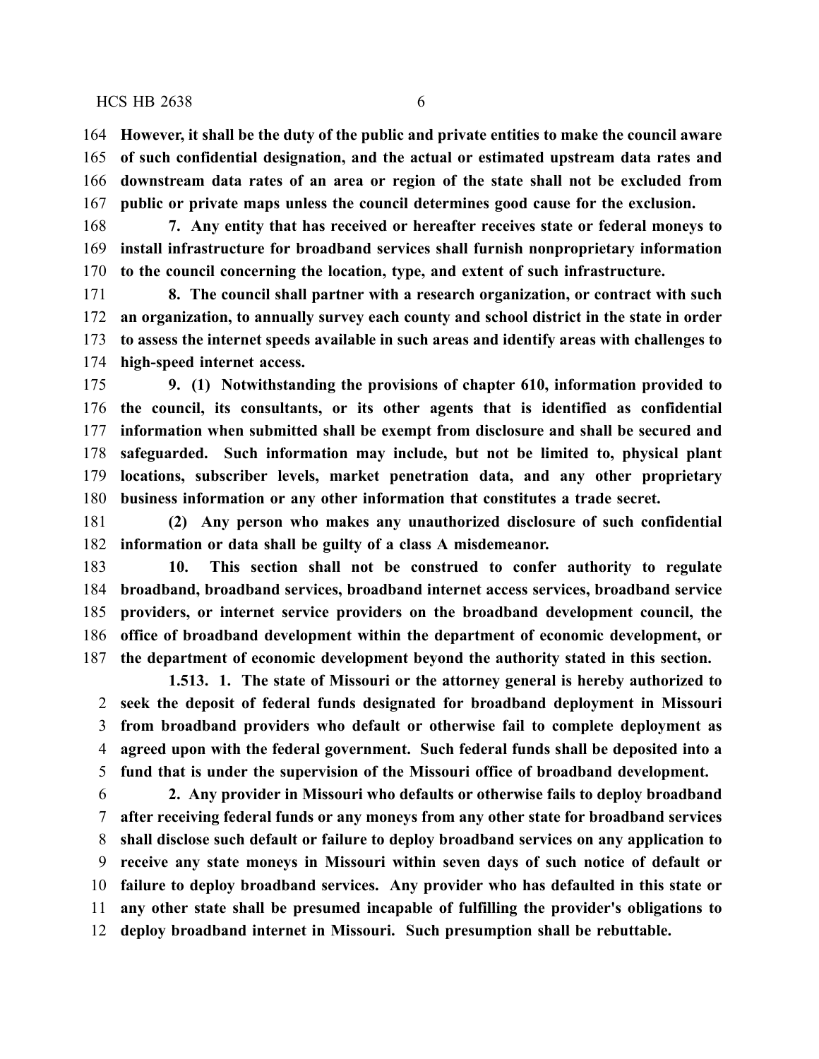**However, it shall be the duty of the public and private entities to make the council aware of such confidential designation, and the actual or estimated upstream data rates and downstream data rates of an area or region of the state shall not be excluded from public or private maps unless the council determines good cause for the exclusion.**

**7. Any entity that has received or hereafter receives state or federal moneys to install infrastructure for broadband services shall furnish nonproprietary information to the council concerning the location, type, and extent of such infrastructure.**

**8. The council shall partner with a research organization, or contract with such an organization, to annually survey each county and school district in the state in order to assess the internet speeds available in such areas and identify areas with challenges to high-speed internet access.**

**9. (1) Notwithstanding the provisions of chapter 610, information provided to the council, its consultants, or its other agents that is identified as confidential information when submitted shall be exempt from disclosure and shall be secured and safeguarded. Such information may include, but not be limited to, physical plant locations, subscriber levels, market penetration data, and any other proprietary business information or any other information that constitutes a trade secret.**

**(2) Any person who makes any unauthorized disclosure of such confidential information or data shall be guilty of a class A misdemeanor.**

**10. This section shall not be construed to confer authority to regulate broadband, broadband services, broadband internet access services, broadband service providers, or internet service providers on the broadband development council, the office of broadband development within the department of economic development, or the department of economic development beyond the authority stated in this section.**

**1.513. 1. The state of Missouri or the attorney general is hereby authorized to seek the deposit of federal funds designated for broadband deployment in Missouri from broadband providers who default or otherwise fail to complete deployment as agreed upon with the federal government. Such federal funds shall be deposited into a fund that is under the supervision of the Missouri office of broadband development.**

**2. Any provider in Missouri who defaults or otherwise fails to deploy broadband after receiving federal funds or any moneys from any other state for broadband services shall disclose such default or failure to deploy broadband services on any application to receive any state moneys in Missouri within seven days of such notice of default or failure to deploy broadband services. Any provider who has defaulted in this state or any other state shall be presumed incapable of fulfilling the provider's obligations to deploy broadband internet in Missouri. Such presumption shall be rebuttable.**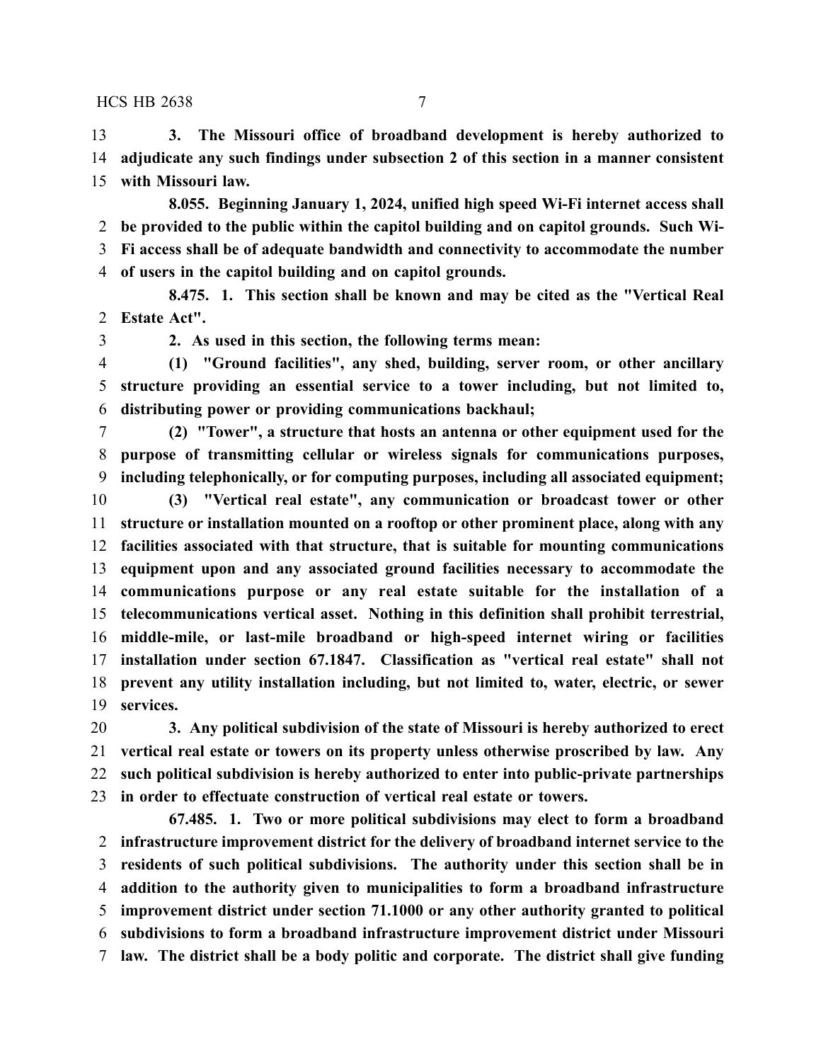**3. The Missouri office of broadband development is hereby authorized to adjudicate any such findings under subsection 2 of this section in a manner consistent with Missouri law.**

**8.055. Beginning January 1, 2024, unified high speed Wi-Fi internet access shall be provided to the public within the capitol building and on capitol grounds. Such Wi-Fi access shall be of adequate bandwidth and connectivity to accommodate the number of users in the capitol building and on capitol grounds.**

**8.475. 1. This section shall be known and may be cited as the "Vertical Real Estate Act".**

**2. As used in this section, the following terms mean:**

**(1) "Ground facilities", any shed, building, server room, or other ancillary structure providing an essential service to a tower including, but not limited to, distributing power or providing communications backhaul;**

**(2) "Tower", a structure that hosts an antenna or other equipment used for the purpose of transmitting cellular or wireless signals for communications purposes, including telephonically, or for computing purposes, including all associated equipment;**

**(3) "Vertical real estate", any communication or broadcast tower or other structure or installation mounted on a rooftop or other prominent place, along with any facilities associated with that structure, that is suitable for mounting communications equipment upon and any associated ground facilities necessary to accommodate the communications purpose or any real estate suitable for the installation of a telecommunications vertical asset. Nothing in this definition shall prohibit terrestrial, middle-mile, or last-mile broadband or high-speed internet wiring or facilities installation under section 67.1847. Classification as "vertical real estate" shall not prevent any utility installation including, but not limited to, water, electric, or sewer services.**

**3. Any political subdivision of the state of Missouri is hereby authorized to erect vertical real estate or towers on its property unless otherwise proscribed by law. Any such political subdivision is hereby authorized to enter into public-private partnerships in order to effectuate construction of vertical real estate or towers.**

**67.485. 1. Two or more political subdivisions may elect to form a broadband infrastructure improvement district for the delivery of broadband internet service to the residents of such political subdivisions. The authority under this section shall be in addition to the authority given to municipalities to form a broadband infrastructure improvement district under section 71.1000 or any other authority granted to political subdivisions to form a broadband infrastructure improvement district under Missouri law. The district shall be a body politic and corporate. The district shall give funding**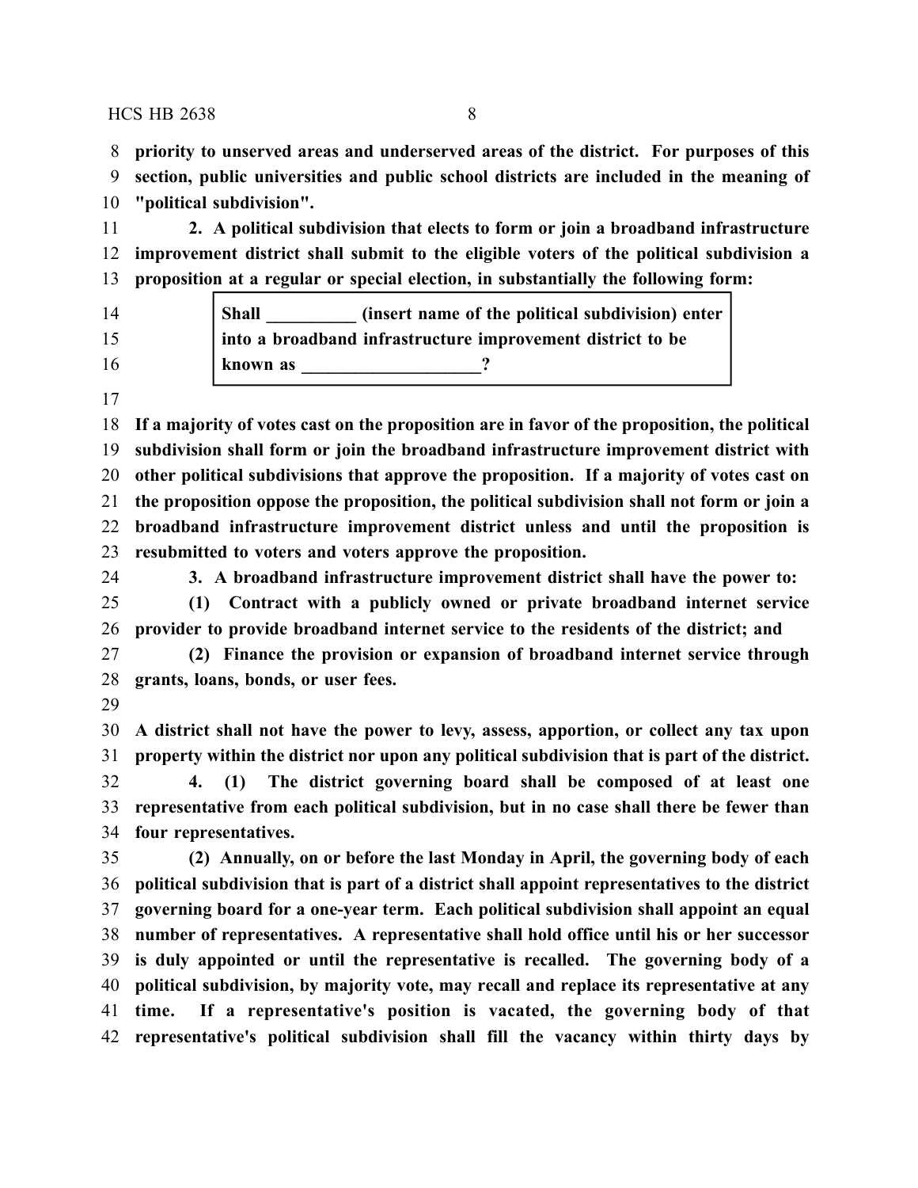**priority to unserved areas and underserved areas of the district. For purposes of this section, public universities and public school districts are included in the meaning of "political subdivision".**

**2. A political subdivision that elects to form or join a broadband infrastructure improvement district shall submit to the eligible voters of the political subdivision a proposition at a regular or special election, in substantially the following form:**

> **Shall __________ (insert name of the political subdivision) enter into a broadband infrastructure improvement district to be known as ____________________?**

**If a majority of votes cast on the proposition are in favor of the proposition, the political subdivision shall form or join the broadband infrastructure improvement district with other political subdivisions that approve the proposition. If a majority of votes cast on the proposition oppose the proposition, the political subdivision shall not form or join a broadband infrastructure improvement district unless and until the proposition is resubmitted to voters and voters approve the proposition.**

**3. A broadband infrastructure improvement district shall have the power to:**

**(1) Contract with a publicly owned or private broadband internet service provider to provide broadband internet service to the residents of the district; and**

**(2) Finance the provision or expansion of broadband internet service through grants, loans, bonds, or user fees.**

**A district shall not have the power to levy, assess, apportion, or collect any tax upon property within the district nor upon any political subdivision that is part of the district.**

**4. (1) The district governing board shall be composed of at least one representative from each political subdivision, but in no case shall there be fewer than four representatives.**

**(2) Annually, on or before the last Monday in April, the governing body of each political subdivision that is part of a district shall appoint representatives to the district governing board for a one-year term. Each political subdivision shall appoint an equal number of representatives. A representative shall hold office until his or her successor is duly appointed or until the representative is recalled. The governing body of a political subdivision, by majority vote, may recall and replace its representative at any time. If a representative's position is vacated, the governing body of that representative's political subdivision shall fill the vacancy within thirty days by**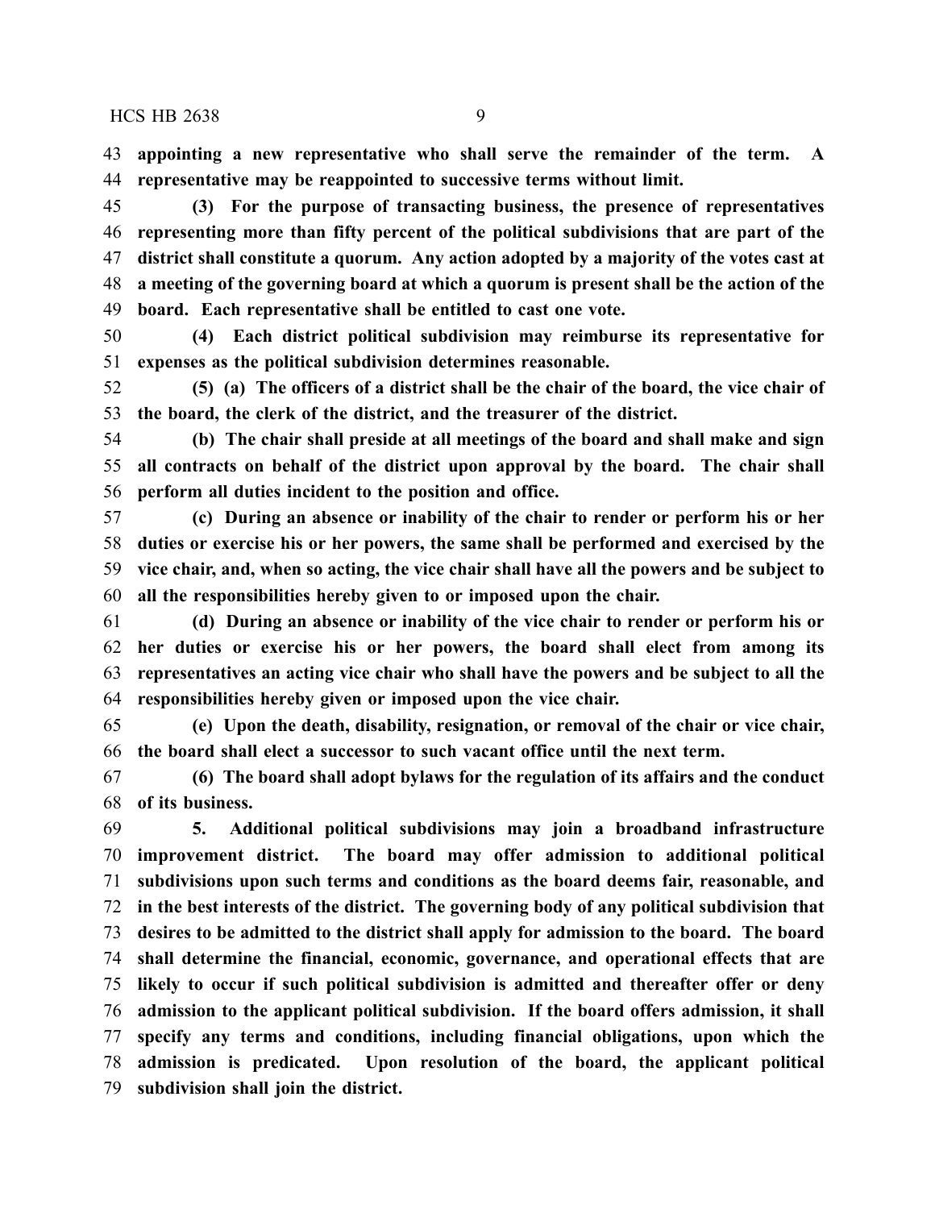**appointing a new representative who shall serve the remainder of the term. A representative may be reappointed to successive terms without limit.**

**(3) For the purpose of transacting business, the presence of representatives representing more than fifty percent of the political subdivisions that are part of the district shall constitute a quorum. Any action adopted by a majority of the votes cast at a meeting of the governing board at which a quorum is present shall be the action of the board. Each representative shall be entitled to cast one vote.**

**(4) Each district political subdivision may reimburse its representative for expenses as the political subdivision determines reasonable.**

**(5) (a) The officers of a district shall be the chair of the board, the vice chair of the board, the clerk of the district, and the treasurer of the district.**

**(b) The chair shall preside at all meetings of the board and shall make and sign all contracts on behalf of the district upon approval by the board. The chair shall perform all duties incident to the position and office.**

**(c) During an absence or inability of the chair to render or perform his or her duties or exercise his or her powers, the same shall be performed and exercised by the vice chair, and, when so acting, the vice chair shall have all the powers and be subject to all the responsibilities hereby given to or imposed upon the chair.**

**(d) During an absence or inability of the vice chair to render or perform his or her duties or exercise his or her powers, the board shall elect from among its representatives an acting vice chair who shall have the powers and be subject to all the responsibilities hereby given or imposed upon the vice chair.**

**(e) Upon the death, disability, resignation, or removal of the chair or vice chair, the board shall elect a successor to such vacant office until the next term.**

**(6) The board shall adopt bylaws for the regulation of its affairs and the conduct of its business.**

**5. Additional political subdivisions may join a broadband infrastructure improvement district. The board may offer admission to additional political subdivisions upon such terms and conditions as the board deems fair, reasonable, and in the best interests of the district. The governing body of any political subdivision that desires to be admitted to the district shall apply for admission to the board. The board shall determine the financial, economic, governance, and operational effects that are likely to occur if such political subdivision is admitted and thereafter offer or deny admission to the applicant political subdivision. If the board offers admission, it shall specify any terms and conditions, including financial obligations, upon which the admission is predicated. Upon resolution of the board, the applicant political subdivision shall join the district.**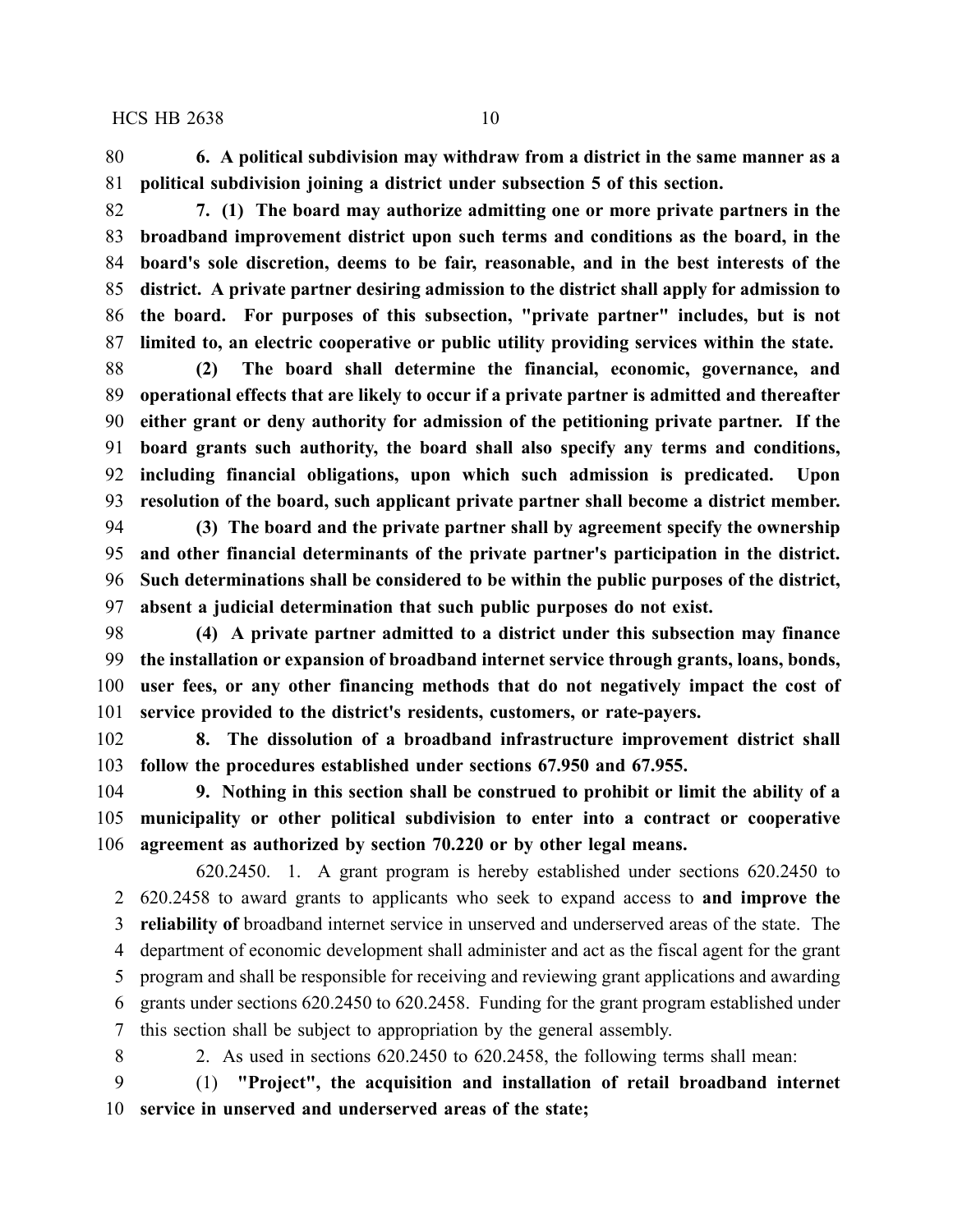**6. A political subdivision may withdraw from a district in the same manner as a political subdivision joining a district under subsection 5 of this section.**

**7. (1) The board may authorize admitting one or more private partners in the broadband improvement district upon such terms and conditions as the board, in the board's sole discretion, deems to be fair, reasonable, and in the best interests of the district. A private partner desiring admission to the district shall apply for admission to the board. For purposes of this subsection, "private partner" includes, but is not limited to, an electric cooperative or public utility providing services within the state.**

**(2) The board shall determine the financial, economic, governance, and operational effects that are likely to occur if a private partner is admitted and thereafter either grant or deny authority for admission of the petitioning private partner. If the board grants such authority, the board shall also specify any terms and conditions, including financial obligations, upon which such admission is predicated. Upon resolution of the board, such applicant private partner shall become a district member.**

**(3) The board and the private partner shall by agreement specify the ownership and other financial determinants of the private partner's participation in the district. Such determinations shall be considered to be within the public purposes of the district, absent a judicial determination that such public purposes do not exist.**

**(4) A private partner admitted to a district under this subsection may finance the installation or expansion of broadband internet service through grants, loans, bonds, user fees, or any other financing methods that do not negatively impact the cost of service provided to the district's residents, customers, or rate-payers.**

**8. The dissolution of a broadband infrastructure improvement district shall follow the procedures established under sections 67.950 and 67.955.**

**9. Nothing in this section shall be construed to prohibit or limit the ability of a municipality or other political subdivision to enter into a contract or cooperative agreement as authorized by section 70.220 or by other legal means.**

620.2450. 1. A grant program is hereby established under sections 620.2450 to 620.2458 to award grants to applicants who seek to expand access to **and improve the reliability of** broadband internet service in unserved and underserved areas of the state. The department of economic development shall administer and act as the fiscal agent for the grant program and shall be responsible for receiving and reviewing grant applications and awarding grants under sections 620.2450 to 620.2458. Funding for the grant program established under this section shall be subject to appropriation by the general assembly.

2. As used in sections 620.2450 to 620.2458, the following terms shall mean:

(1) **"Project", the acquisition and installation of retail broadband internet service in unserved and underserved areas of the state;**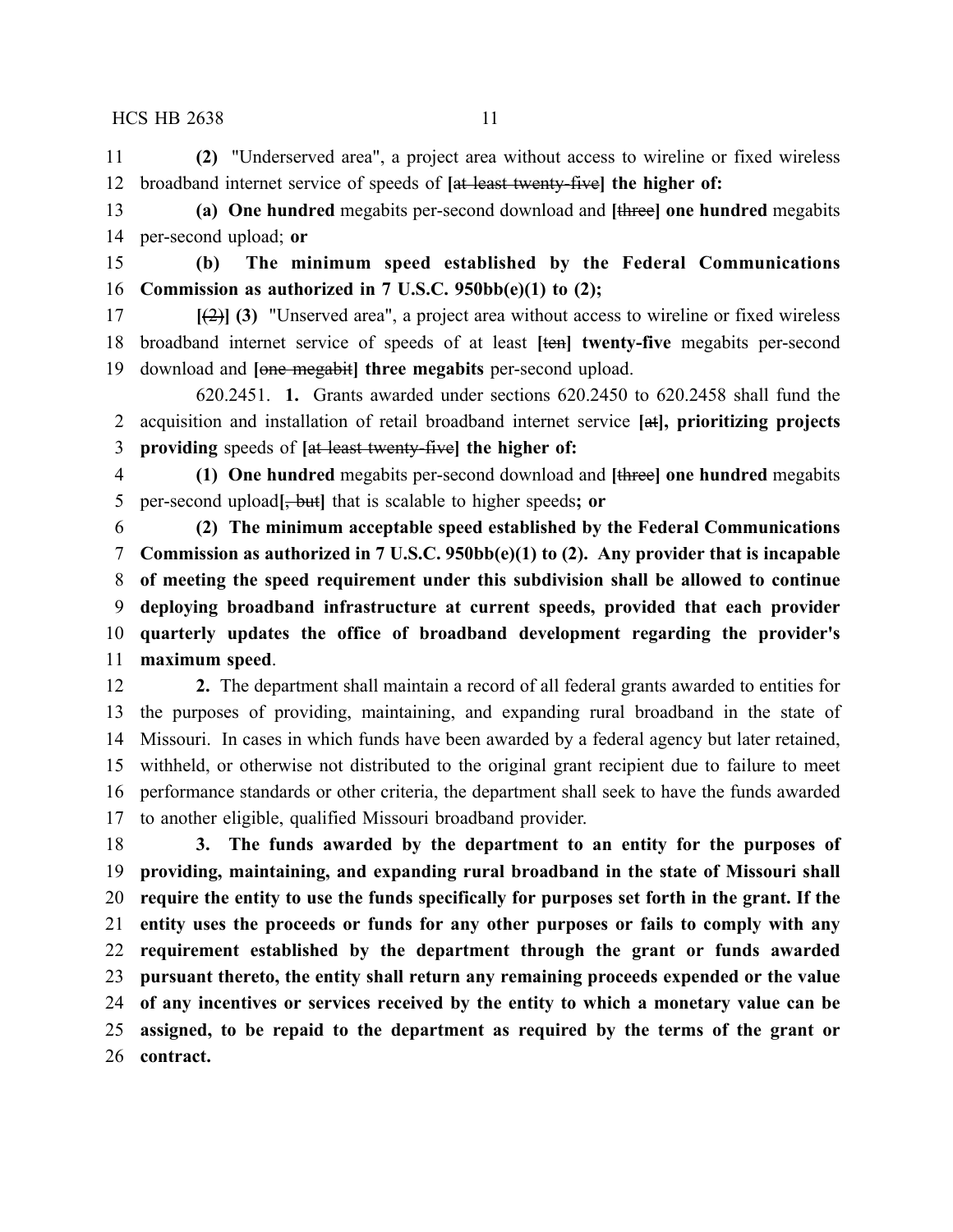**(2)** "Underserved area", a project area without access to wireline or fixed wireless broadband internet service of speeds of [~~at least twenty-five~~] **the higher of:**

**(a) One hundred** megabits per-second download and [~~three~~] **one hundred** megabits per-second upload; **or**

**(b) The minimum speed established by the Federal Communications Commission as authorized in 7 U.S.C. 950bb(e)(1) to (2);**

[~~(2)~~] **(3)** "Unserved area", a project area without access to wireline or fixed wireless broadband internet service of speeds of at least [~~ten~~] **twenty-five** megabits per-second download and [~~one megabit~~] **three megabits** per-second upload.

620.2451. **1.** Grants awarded under sections 620.2450 to 620.2458 shall fund the acquisition and installation of retail broadband internet service [~~at~~]**, prioritizing projects providing** speeds of [~~at least twenty-five~~] **the higher of:**

**(1) One hundred** megabits per-second download and [~~three~~] **one hundred** megabits per-second upload[~~, but~~] that is scalable to higher speeds**; or**

**(2) The minimum acceptable speed established by the Federal Communications Commission as authorized in 7 U.S.C. 950bb(e)(1) to (2). Any provider that is incapable of meeting the speed requirement under this subdivision shall be allowed to continue deploying broadband infrastructure at current speeds, provided that each provider quarterly updates the office of broadband development regarding the provider's maximum speed**.

**2.** The department shall maintain a record of all federal grants awarded to entities for the purposes of providing, maintaining, and expanding rural broadband in the state of Missouri. In cases in which funds have been awarded by a federal agency but later retained, withheld, or otherwise not distributed to the original grant recipient due to failure to meet performance standards or other criteria, the department shall seek to have the funds awarded to another eligible, qualified Missouri broadband provider.

**3. The funds awarded by the department to an entity for the purposes of providing, maintaining, and expanding rural broadband in the state of Missouri shall require the entity to use the funds specifically for purposes set forth in the grant. If the entity uses the proceeds or funds for any other purposes or fails to comply with any requirement established by the department through the grant or funds awarded pursuant thereto, the entity shall return any remaining proceeds expended or the value of any incentives or services received by the entity to which a monetary value can be assigned, to be repaid to the department as required by the terms of the grant or contract.**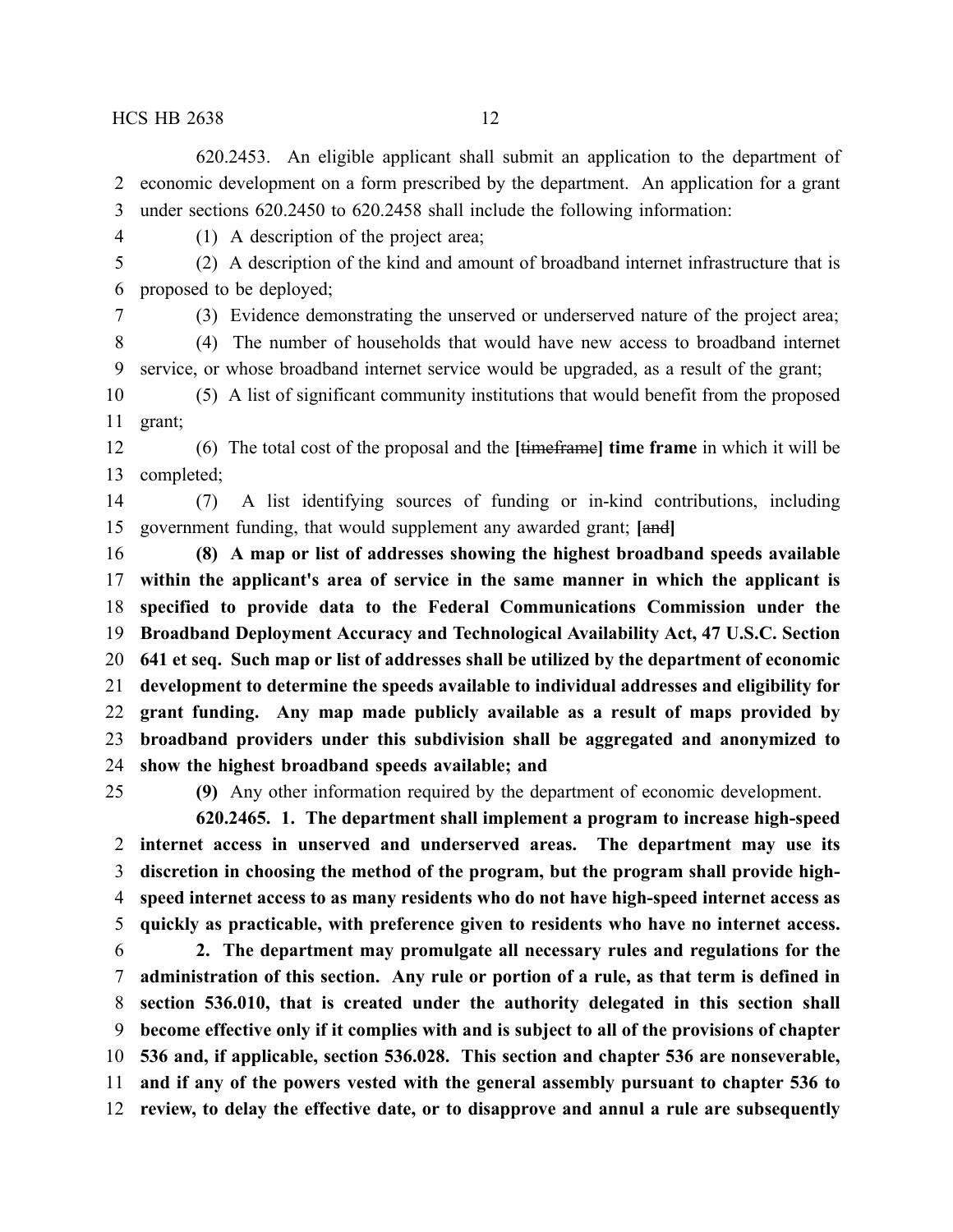620.2453. An eligible applicant shall submit an application to the department of economic development on a form prescribed by the department. An application for a grant under sections 620.2450 to 620.2458 shall include the following information:

(1) A description of the project area;

(2) A description of the kind and amount of broadband internet infrastructure that is proposed to be deployed;

(3) Evidence demonstrating the unserved or underserved nature of the project area;

(4) The number of households that would have new access to broadband internet service, or whose broadband internet service would be upgraded, as a result of the grant;

(5) A list of significant community institutions that would benefit from the proposed grant;

(6) The total cost of the proposal and the **[**~~timeframe~~**] time frame** in which it will be completed;

(7) A list identifying sources of funding or in-kind contributions, including government funding, that would supplement any awarded grant; **[**~~and~~**]**

**(8) A map or list of addresses showing the highest broadband speeds available within the applicant's area of service in the same manner in which the applicant is specified to provide data to the Federal Communications Commission under the Broadband Deployment Accuracy and Technological Availability Act, 47 U.S.C. Section 641 et seq. Such map or list of addresses shall be utilized by the department of economic development to determine the speeds available to individual addresses and eligibility for grant funding. Any map made publicly available as a result of maps provided by broadband providers under this subdivision shall be aggregated and anonymized to show the highest broadband speeds available; and**

**(9)** Any other information required by the department of economic development.

**620.2465. 1. The department shall implement a program to increase high-speed internet access in unserved and underserved areas. The department may use its discretion in choosing the method of the program, but the program shall provide high-speed internet access to as many residents who do not have high-speed internet access as quickly as practicable, with preference given to residents who have no internet access.**

**2. The department may promulgate all necessary rules and regulations for the administration of this section. Any rule or portion of a rule, as that term is defined in section 536.010, that is created under the authority delegated in this section shall become effective only if it complies with and is subject to all of the provisions of chapter 536 and, if applicable, section 536.028. This section and chapter 536 are nonseverable, and if any of the powers vested with the general assembly pursuant to chapter 536 to review, to delay the effective date, or to disapprove and annul a rule are subsequently**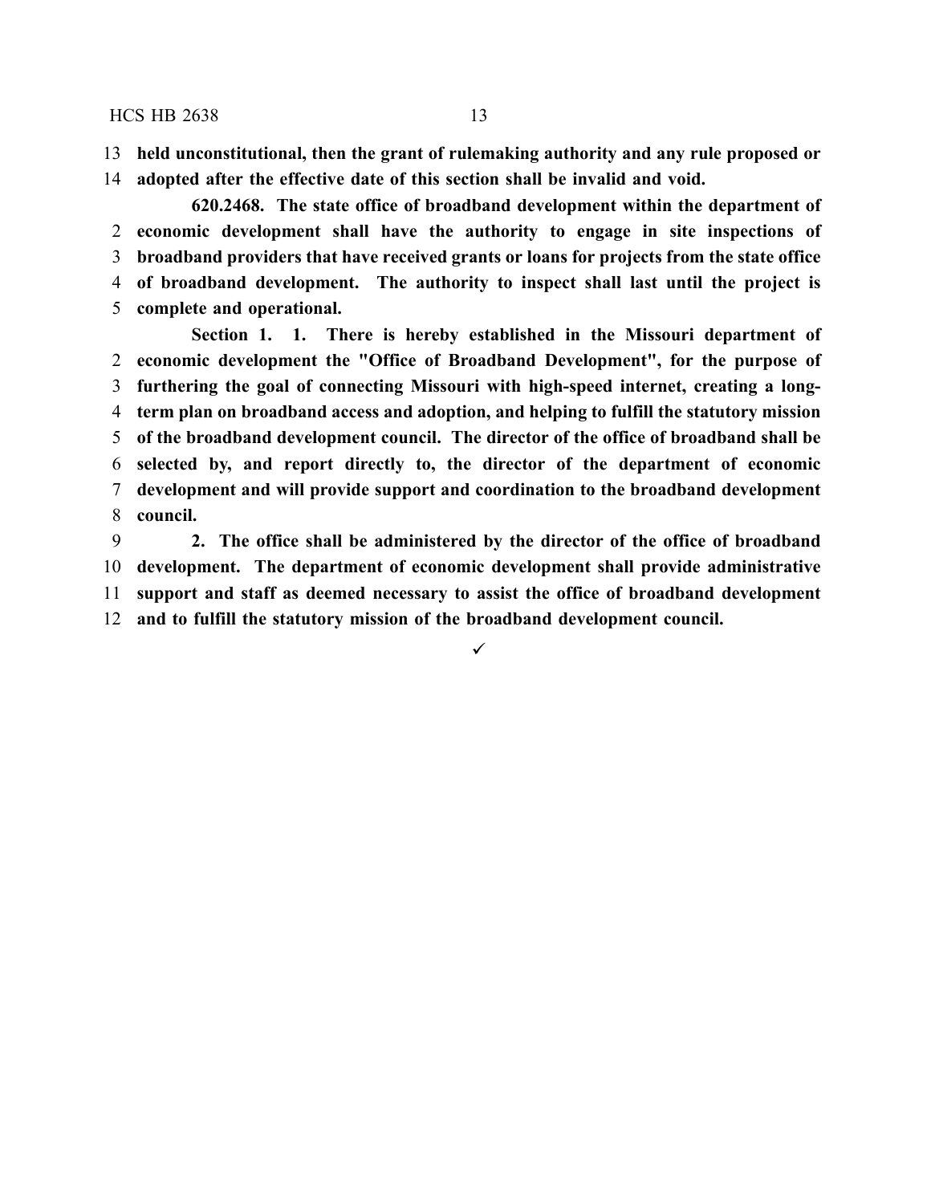**held unconstitutional, then the grant of rulemaking authority and any rule proposed or adopted after the effective date of this section shall be invalid and void.**

**620.2468. The state office of broadband development within the department of economic development shall have the authority to engage in site inspections of broadband providers that have received grants or loans for projects from the state office of broadband development. The authority to inspect shall last until the project is complete and operational.**

**Section 1. 1. There is hereby established in the Missouri department of economic development the "Office of Broadband Development", for the purpose of furthering the goal of connecting Missouri with high-speed internet, creating a long-term plan on broadband access and adoption, and helping to fulfill the statutory mission of the broadband development council. The director of the office of broadband shall be selected by, and report directly to, the director of the department of economic development and will provide support and coordination to the broadband development council.**

**2. The office shall be administered by the director of the office of broadband development. The department of economic development shall provide administrative support and staff as deemed necessary to assist the office of broadband development and to fulfill the statutory mission of the broadband development council.**

✓